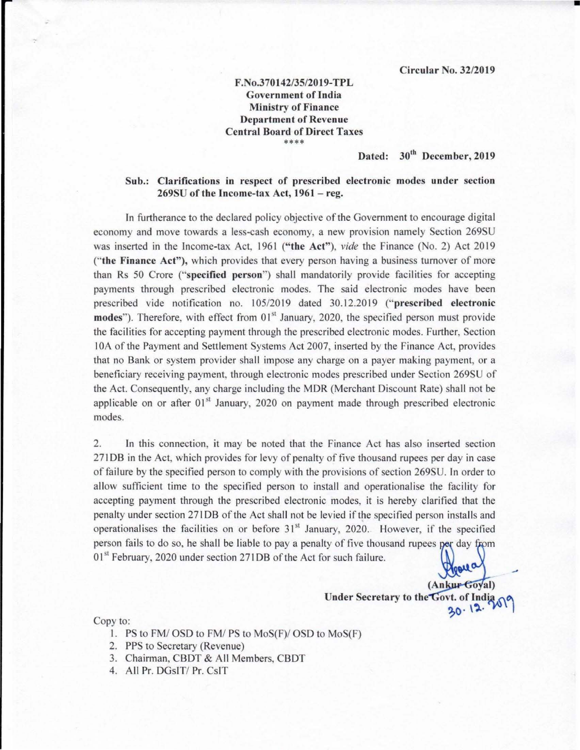**Circular No. 32/2019**

**F.No.370142/35/2019-TPL**
**Government of India**
**Ministry of Finance**
**Department of Revenue**
**Central Board of Direct Taxes**
\*\*\*\*

**Dated: 30th December, 2019**

**Sub.: Clarifications in respect of prescribed electronic modes under section 269SU of the Income-tax Act, 1961 – reg.**

In furtherance to the declared policy objective of the Government to encourage digital economy and move towards a less-cash economy, a new provision namely Section 269SU was inserted in the Income-tax Act, 1961 (**"the Act"**), *vide* the Finance (No. 2) Act 2019 (**"the Finance Act"**), which provides that every person having a business turnover of more than Rs 50 Crore (**"specified person"**) shall mandatorily provide facilities for accepting payments through prescribed electronic modes. The said electronic modes have been prescribed vide notification no. 105/2019 dated 30.12.2019 (**"prescribed electronic modes"**). Therefore, with effect from 01st January, 2020, the specified person must provide the facilities for accepting payment through the prescribed electronic modes. Further, Section 10A of the Payment and Settlement Systems Act 2007, inserted by the Finance Act, provides that no Bank or system provider shall impose any charge on a payer making payment, or a beneficiary receiving payment, through electronic modes prescribed under Section 269SU of the Act. Consequently, any charge including the MDR (Merchant Discount Rate) shall not be applicable on or after 01st January, 2020 on payment made through prescribed electronic modes.

2. In this connection, it may be noted that the Finance Act has also inserted section 271DB in the Act, which provides for levy of penalty of five thousand rupees per day in case of failure by the specified person to comply with the provisions of section 269SU. In order to allow sufficient time to the specified person to install and operationalise the facility for accepting payment through the prescribed electronic modes, it is hereby clarified that the penalty under section 271DB of the Act shall not be levied if the specified person installs and operationalises the facilities on or before 31st January, 2020. However, if the specified person fails to do so, he shall be liable to pay a penalty of five thousand rupees per day from 01st February, 2020 under section 271DB of the Act for such failure.

30.12.2019

**(Ankur Goyal)**
**Under Secretary to the Govt. of India**

Copy to:

1. PS to FM/ OSD to FM/ PS to MoS(F)/ OSD to MoS(F)
2. PPS to Secretary (Revenue)
3. Chairman, CBDT & All Members, CBDT
4. All Pr. DGsIT/ Pr. CsIT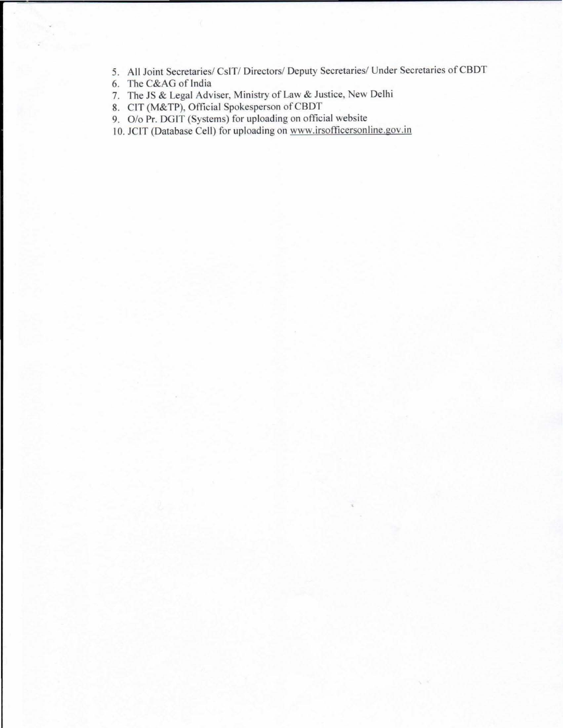5. All Joint Secretaries/ CsIT/ Directors/ Deputy Secretaries/ Under Secretaries of CBDT
6. The C&AG of India
7. The JS & Legal Adviser, Ministry of Law & Justice, New Delhi
8. CIT (M&TP), Official Spokesperson of CBDT
9. O/o Pr. DGIT (Systems) for uploading on official website
10. JCIT (Database Cell) for uploading on www.irsofficersonline.gov.in